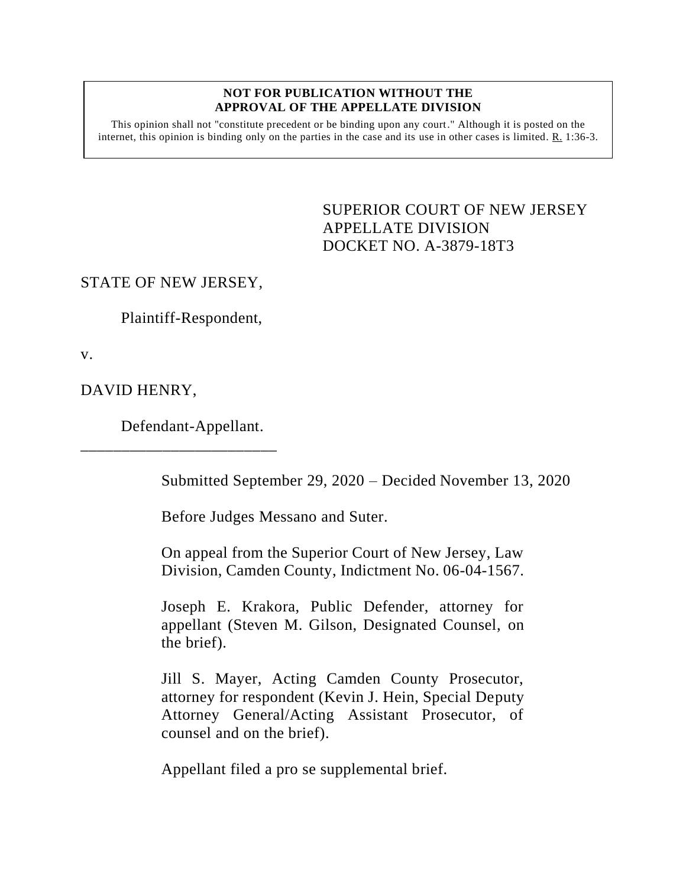**NOT FOR PUBLICATION WITHOUT THE APPROVAL OF THE APPELLATE DIVISION**

This opinion shall not "constitute precedent or be binding upon any court." Although it is posted on the internet, this opinion is binding only on the parties in the case and its use in other cases is limited. R. 1:36-3.

SUPERIOR COURT OF NEW JERSEY
APPELLATE DIVISION
DOCKET NO. A-3879-18T3

STATE OF NEW JERSEY,

Plaintiff-Respondent,

v.

DAVID HENRY,

Defendant-Appellant.

\_\_\_\_\_\_\_\_\_\_\_\_\_\_\_\_\_\_\_\_\_\_\_\_\_\_\_

Submitted September 29, 2020 – Decided November 13, 2020

Before Judges Messano and Suter.

On appeal from the Superior Court of New Jersey, Law Division, Camden County, Indictment No. 06-04-1567.

Joseph E. Krakora, Public Defender, attorney for appellant (Steven M. Gilson, Designated Counsel, on the brief).

Jill S. Mayer, Acting Camden County Prosecutor, attorney for respondent (Kevin J. Hein, Special Deputy Attorney General/Acting Assistant Prosecutor, of counsel and on the brief).

Appellant filed a pro se supplemental brief.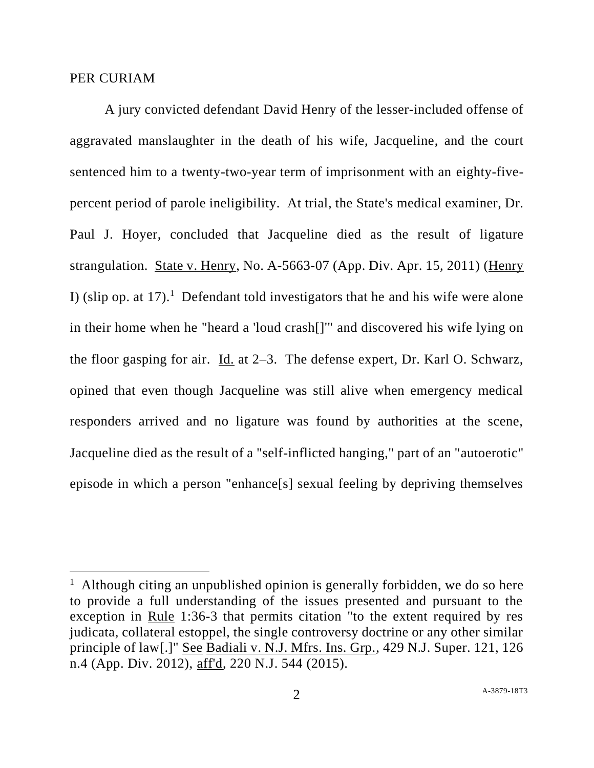PER CURIAM

A jury convicted defendant David Henry of the lesser-included offense of aggravated manslaughter in the death of his wife, Jacqueline, and the court sentenced him to a twenty-two-year term of imprisonment with an eighty-five-percent period of parole ineligibility. At trial, the State's medical examiner, Dr. Paul J. Hoyer, concluded that Jacqueline died as the result of ligature strangulation. State v. Henry, No. A-5663-07 (App. Div. Apr. 15, 2011) (Henry I) (slip op. at 17).[1] Defendant told investigators that he and his wife were alone in their home when he "heard a 'loud crash[]'" and discovered his wife lying on the floor gasping for air. Id. at 2–3. The defense expert, Dr. Karl O. Schwarz, opined that even though Jacqueline was still alive when emergency medical responders arrived and no ligature was found by authorities at the scene, Jacqueline died as the result of a "self-inflicted hanging," part of an "autoerotic" episode in which a person "enhance[s] sexual feeling by depriving themselves

---

[1] Although citing an unpublished opinion is generally forbidden, we do so here to provide a full understanding of the issues presented and pursuant to the exception in Rule 1:36-3 that permits citation "to the extent required by res judicata, collateral estoppel, the single controversy doctrine or any other similar principle of law[.]" See Badiali v. N.J. Mfrs. Ins. Grp., 429 N.J. Super. 121, 126 n.4 (App. Div. 2012), aff'd, 220 N.J. 544 (2015).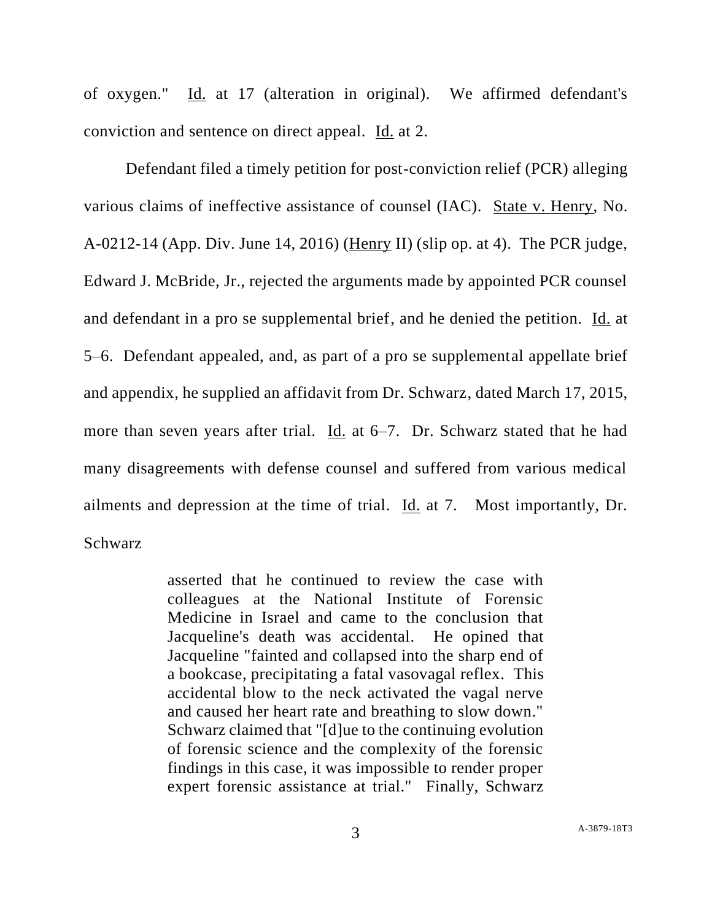of oxygen." Id. at 17 (alteration in original). We affirmed defendant's conviction and sentence on direct appeal. Id. at 2.

Defendant filed a timely petition for post-conviction relief (PCR) alleging various claims of ineffective assistance of counsel (IAC). State v. Henry, No. A-0212-14 (App. Div. June 14, 2016) (Henry II) (slip op. at 4). The PCR judge, Edward J. McBride, Jr., rejected the arguments made by appointed PCR counsel and defendant in a pro se supplemental brief, and he denied the petition. Id. at 5–6. Defendant appealed, and, as part of a pro se supplemental appellate brief and appendix, he supplied an affidavit from Dr. Schwarz, dated March 17, 2015, more than seven years after trial. Id. at 6–7. Dr. Schwarz stated that he had many disagreements with defense counsel and suffered from various medical ailments and depression at the time of trial. Id. at 7. Most importantly, Dr. Schwarz

> asserted that he continued to review the case with colleagues at the National Institute of Forensic Medicine in Israel and came to the conclusion that Jacqueline's death was accidental. He opined that Jacqueline "fainted and collapsed into the sharp end of a bookcase, precipitating a fatal vasovagal reflex. This accidental blow to the neck activated the vagal nerve and caused her heart rate and breathing to slow down." Schwarz claimed that "[d]ue to the continuing evolution of forensic science and the complexity of the forensic findings in this case, it was impossible to render proper expert forensic assistance at trial." Finally, Schwarz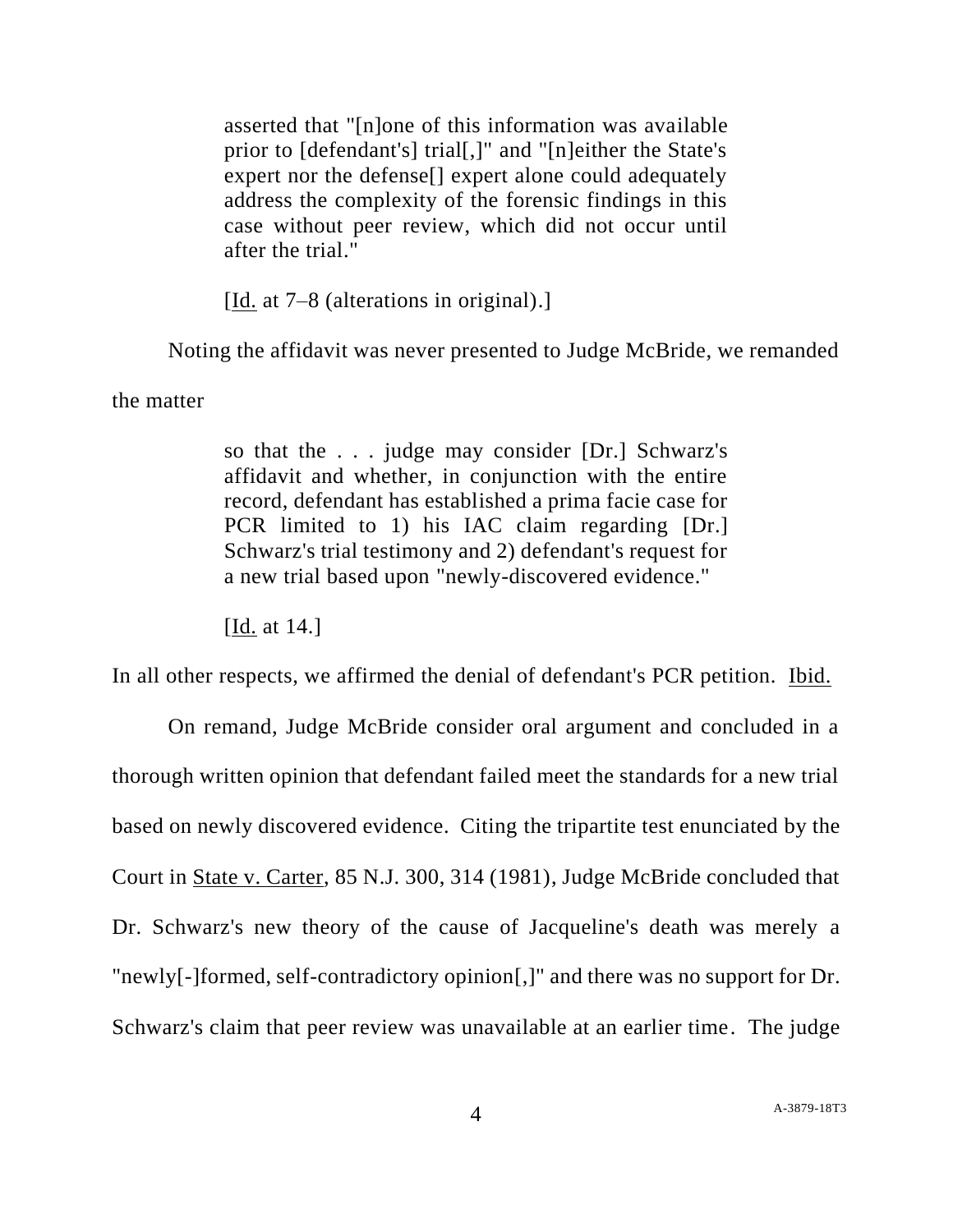> asserted that "[n]one of this information was available prior to [defendant's] trial[,]" and "[n]either the State's expert nor the defense[] expert alone could adequately address the complexity of the forensic findings in this case without peer review, which did not occur until after the trial."
>
> [Id. at 7–8 (alterations in original).]

Noting the affidavit was never presented to Judge McBride, we remanded the matter

> so that the . . . judge may consider [Dr.] Schwarz's affidavit and whether, in conjunction with the entire record, defendant has established a prima facie case for PCR limited to 1) his IAC claim regarding [Dr.] Schwarz's trial testimony and 2) defendant's request for a new trial based upon "newly-discovered evidence."
>
> [Id. at 14.]

In all other respects, we affirmed the denial of defendant's PCR petition. Ibid.

On remand, Judge McBride consider oral argument and concluded in a thorough written opinion that defendant failed meet the standards for a new trial based on newly discovered evidence. Citing the tripartite test enunciated by the Court in State v. Carter, 85 N.J. 300, 314 (1981), Judge McBride concluded that Dr. Schwarz's new theory of the cause of Jacqueline's death was merely a "newly[-]formed, self-contradictory opinion[,]" and there was no support for Dr. Schwarz's claim that peer review was unavailable at an earlier time. The judge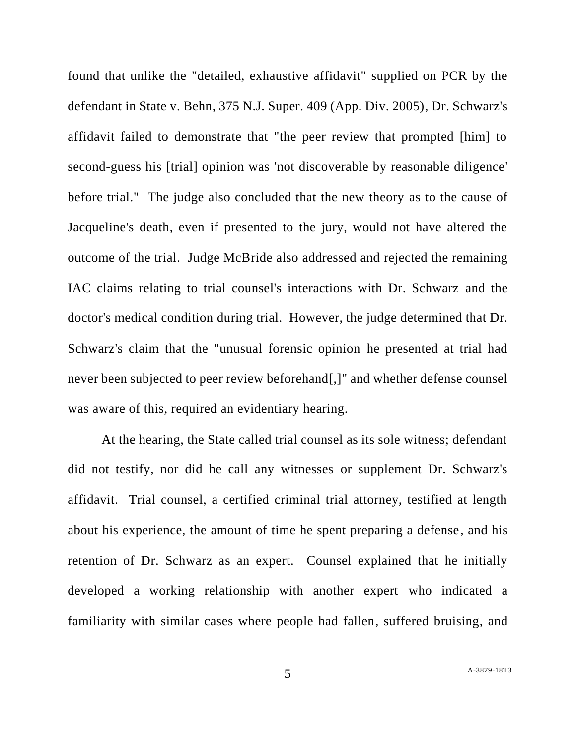found that unlike the "detailed, exhaustive affidavit" supplied on PCR by the defendant in State v. Behn, 375 N.J. Super. 409 (App. Div. 2005), Dr. Schwarz's affidavit failed to demonstrate that "the peer review that prompted [him] to second-guess his [trial] opinion was 'not discoverable by reasonable diligence' before trial." The judge also concluded that the new theory as to the cause of Jacqueline's death, even if presented to the jury, would not have altered the outcome of the trial. Judge McBride also addressed and rejected the remaining IAC claims relating to trial counsel's interactions with Dr. Schwarz and the doctor's medical condition during trial. However, the judge determined that Dr. Schwarz's claim that the "unusual forensic opinion he presented at trial had never been subjected to peer review beforehand[,]" and whether defense counsel was aware of this, required an evidentiary hearing.

At the hearing, the State called trial counsel as its sole witness; defendant did not testify, nor did he call any witnesses or supplement Dr. Schwarz's affidavit. Trial counsel, a certified criminal trial attorney, testified at length about his experience, the amount of time he spent preparing a defense, and his retention of Dr. Schwarz as an expert. Counsel explained that he initially developed a working relationship with another expert who indicated a familiarity with similar cases where people had fallen, suffered bruising, and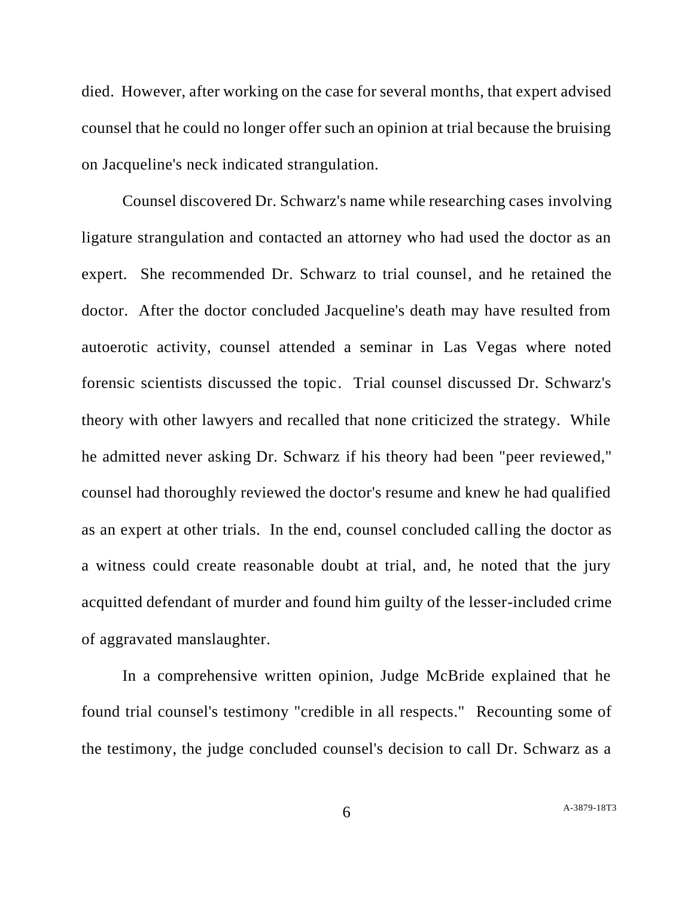died. However, after working on the case for several months, that expert advised counsel that he could no longer offer such an opinion at trial because the bruising on Jacqueline's neck indicated strangulation.

Counsel discovered Dr. Schwarz's name while researching cases involving ligature strangulation and contacted an attorney who had used the doctor as an expert. She recommended Dr. Schwarz to trial counsel, and he retained the doctor. After the doctor concluded Jacqueline's death may have resulted from autoerotic activity, counsel attended a seminar in Las Vegas where noted forensic scientists discussed the topic. Trial counsel discussed Dr. Schwarz's theory with other lawyers and recalled that none criticized the strategy. While he admitted never asking Dr. Schwarz if his theory had been "peer reviewed," counsel had thoroughly reviewed the doctor's resume and knew he had qualified as an expert at other trials. In the end, counsel concluded calling the doctor as a witness could create reasonable doubt at trial, and, he noted that the jury acquitted defendant of murder and found him guilty of the lesser-included crime of aggravated manslaughter.

In a comprehensive written opinion, Judge McBride explained that he found trial counsel's testimony "credible in all respects." Recounting some of the testimony, the judge concluded counsel's decision to call Dr. Schwarz as a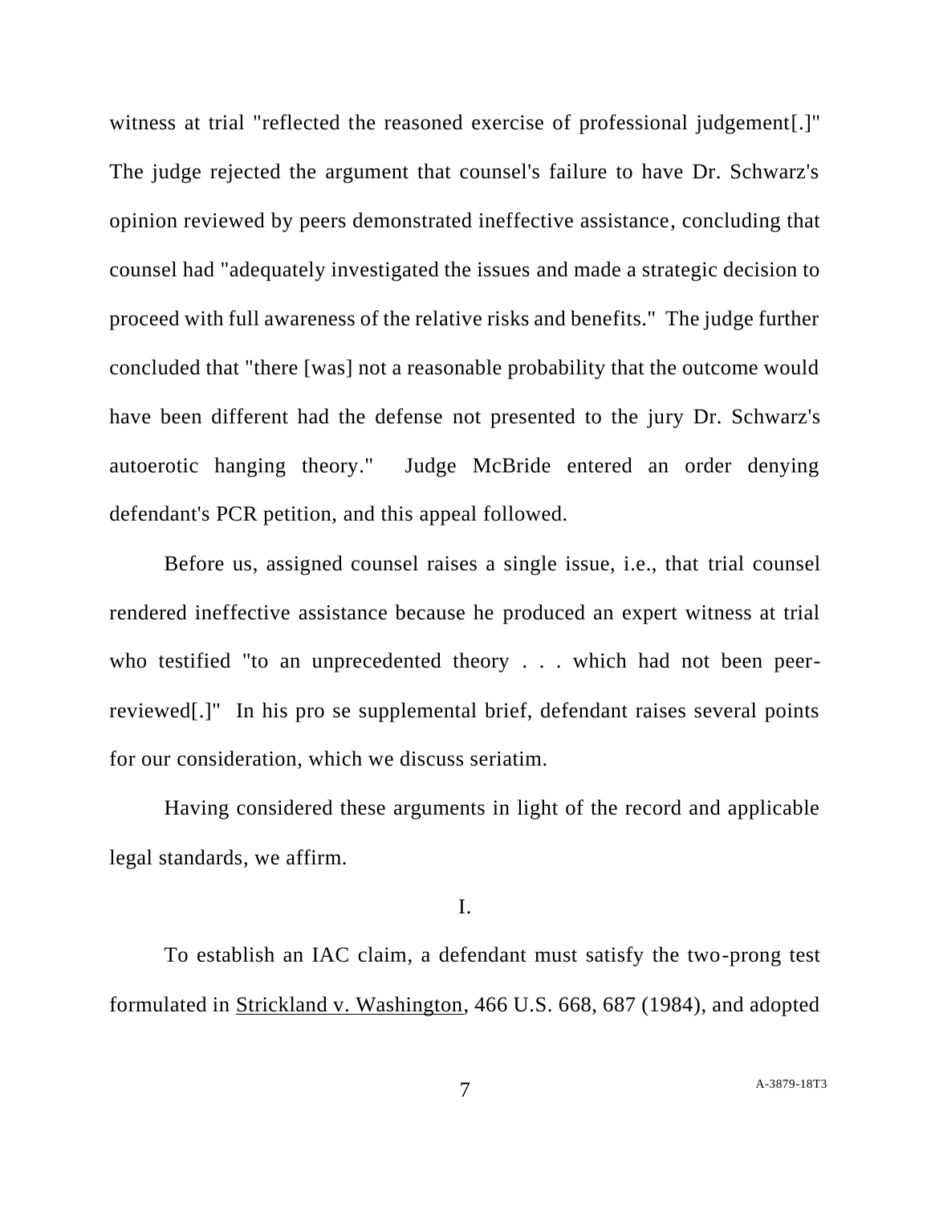witness at trial "reflected the reasoned exercise of professional judgement[.]" The judge rejected the argument that counsel's failure to have Dr. Schwarz's opinion reviewed by peers demonstrated ineffective assistance, concluding that counsel had "adequately investigated the issues and made a strategic decision to proceed with full awareness of the relative risks and benefits." The judge further concluded that "there [was] not a reasonable probability that the outcome would have been different had the defense not presented to the jury Dr. Schwarz's autoerotic hanging theory." Judge McBride entered an order denying defendant's PCR petition, and this appeal followed.

Before us, assigned counsel raises a single issue, i.e., that trial counsel rendered ineffective assistance because he produced an expert witness at trial who testified "to an unprecedented theory . . . which had not been peer-reviewed[.]" In his pro se supplemental brief, defendant raises several points for our consideration, which we discuss seriatim.

Having considered these arguments in light of the record and applicable legal standards, we affirm.

## I.

To establish an IAC claim, a defendant must satisfy the two-prong test formulated in <u>Strickland v. Washington</u>, 466 U.S. 668, 687 (1984), and adopted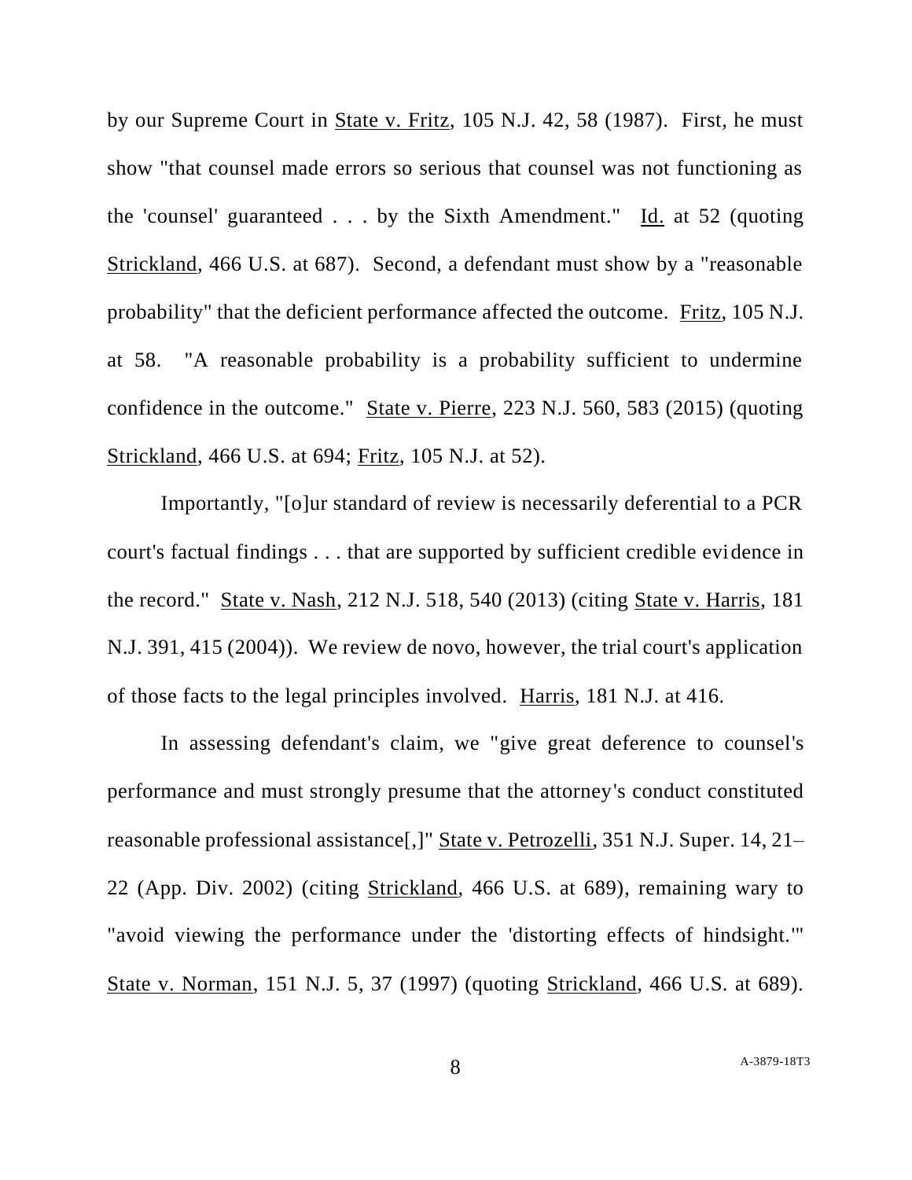by our Supreme Court in State v. Fritz, 105 N.J. 42, 58 (1987). First, he must show "that counsel made errors so serious that counsel was not functioning as the 'counsel' guaranteed . . . by the Sixth Amendment." Id. at 52 (quoting Strickland, 466 U.S. at 687). Second, a defendant must show by a "reasonable probability" that the deficient performance affected the outcome. Fritz, 105 N.J. at 58. "A reasonable probability is a probability sufficient to undermine confidence in the outcome." State v. Pierre, 223 N.J. 560, 583 (2015) (quoting Strickland, 466 U.S. at 694; Fritz, 105 N.J. at 52).

Importantly, "[o]ur standard of review is necessarily deferential to a PCR court's factual findings . . . that are supported by sufficient credible evidence in the record." State v. Nash, 212 N.J. 518, 540 (2013) (citing State v. Harris, 181 N.J. 391, 415 (2004)). We review de novo, however, the trial court's application of those facts to the legal principles involved. Harris, 181 N.J. at 416.

In assessing defendant's claim, we "give great deference to counsel's performance and must strongly presume that the attorney's conduct constituted reasonable professional assistance[,]" State v. Petrozelli, 351 N.J. Super. 14, 21–22 (App. Div. 2002) (citing Strickland, 466 U.S. at 689), remaining wary to "avoid viewing the performance under the 'distorting effects of hindsight.'" State v. Norman, 151 N.J. 5, 37 (1997) (quoting Strickland, 466 U.S. at 689).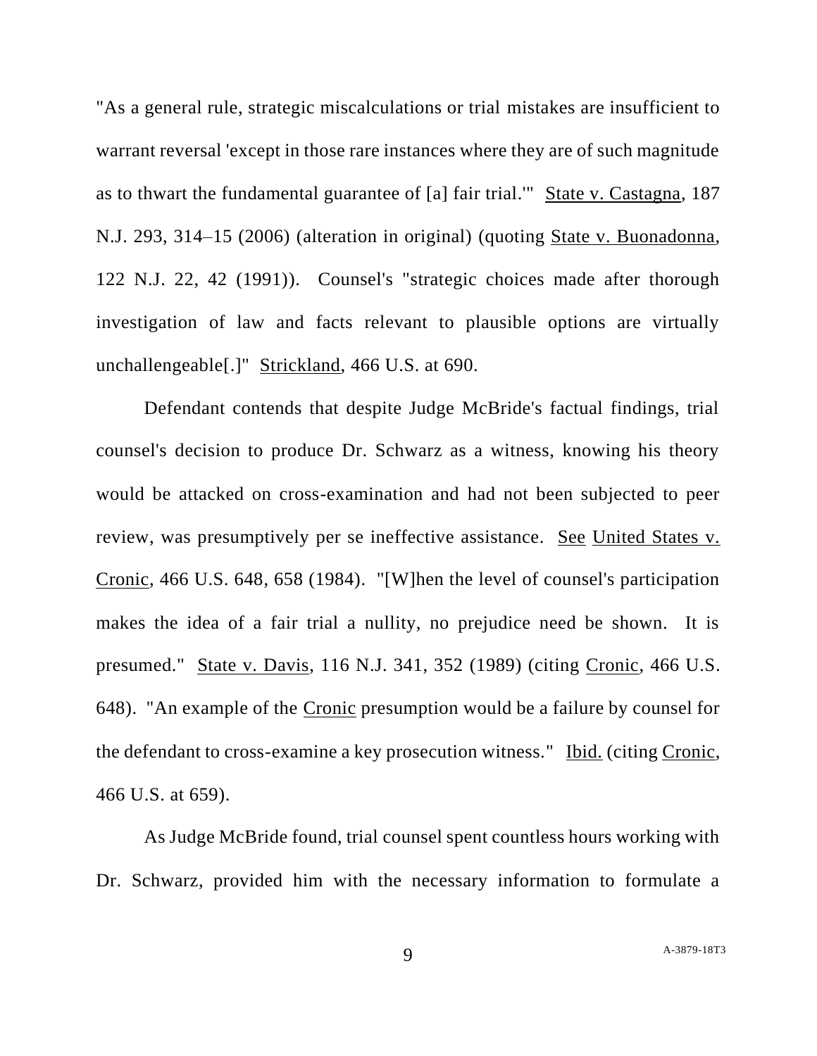"As a general rule, strategic miscalculations or trial mistakes are insufficient to warrant reversal 'except in those rare instances where they are of such magnitude as to thwart the fundamental guarantee of [a] fair trial.'" State v. Castagna, 187 N.J. 293, 314–15 (2006) (alteration in original) (quoting State v. Buonadonna, 122 N.J. 22, 42 (1991)). Counsel's "strategic choices made after thorough investigation of law and facts relevant to plausible options are virtually unchallengeable[.]" Strickland, 466 U.S. at 690.

Defendant contends that despite Judge McBride's factual findings, trial counsel's decision to produce Dr. Schwarz as a witness, knowing his theory would be attacked on cross-examination and had not been subjected to peer review, was presumptively per se ineffective assistance. See United States v. Cronic, 466 U.S. 648, 658 (1984). "[W]hen the level of counsel's participation makes the idea of a fair trial a nullity, no prejudice need be shown. It is presumed." State v. Davis, 116 N.J. 341, 352 (1989) (citing Cronic, 466 U.S. 648). "An example of the Cronic presumption would be a failure by counsel for the defendant to cross-examine a key prosecution witness." Ibid. (citing Cronic, 466 U.S. at 659).

As Judge McBride found, trial counsel spent countless hours working with Dr. Schwarz, provided him with the necessary information to formulate a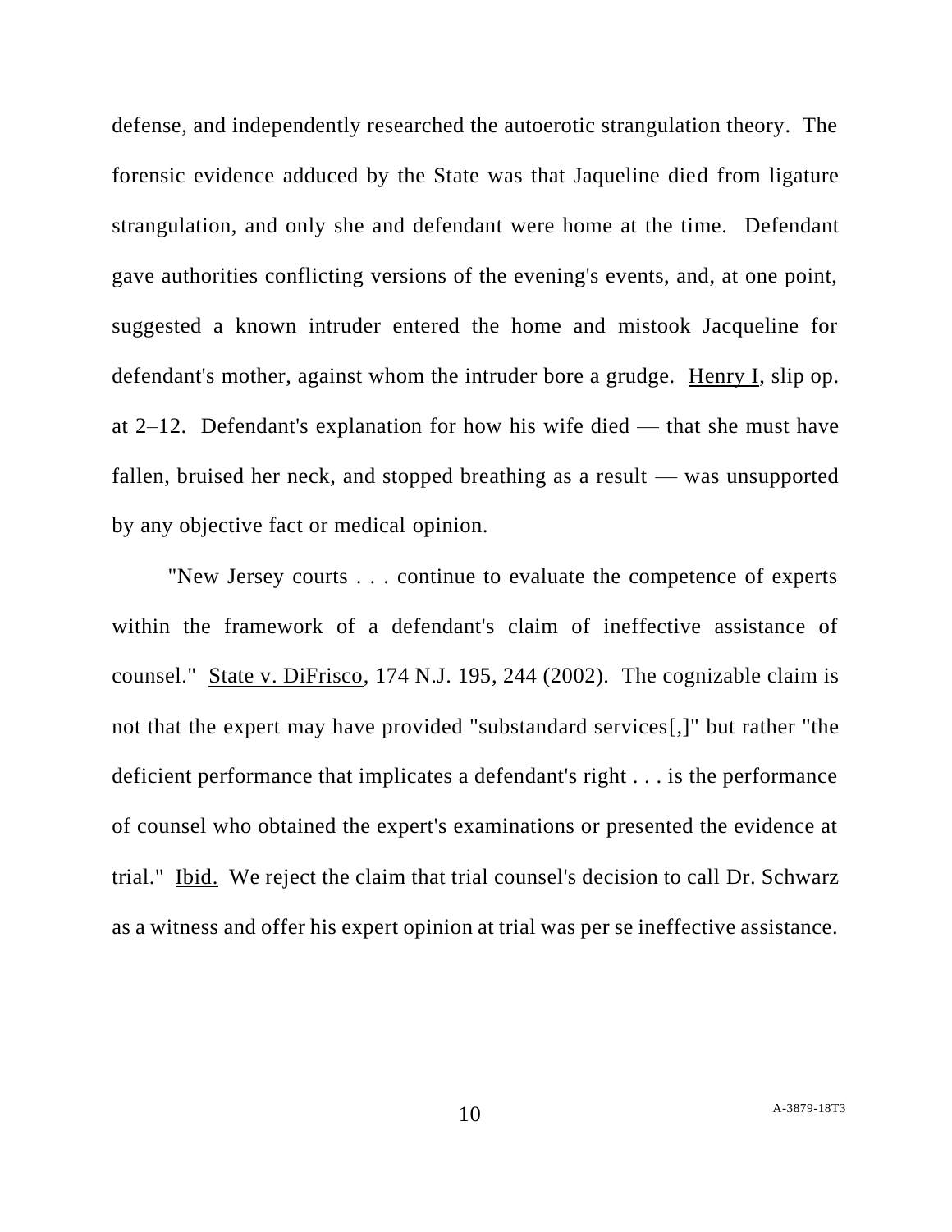defense, and independently researched the autoerotic strangulation theory. The forensic evidence adduced by the State was that Jaqueline died from ligature strangulation, and only she and defendant were home at the time. Defendant gave authorities conflicting versions of the evening's events, and, at one point, suggested a known intruder entered the home and mistook Jacqueline for defendant's mother, against whom the intruder bore a grudge. Henry I, slip op. at 2–12. Defendant's explanation for how his wife died — that she must have fallen, bruised her neck, and stopped breathing as a result — was unsupported by any objective fact or medical opinion.

"New Jersey courts . . . continue to evaluate the competence of experts within the framework of a defendant's claim of ineffective assistance of counsel." State v. DiFrisco, 174 N.J. 195, 244 (2002). The cognizable claim is not that the expert may have provided "substandard services[,]" but rather "the deficient performance that implicates a defendant's right . . . is the performance of counsel who obtained the expert's examinations or presented the evidence at trial." Ibid. We reject the claim that trial counsel's decision to call Dr. Schwarz as a witness and offer his expert opinion at trial was per se ineffective assistance.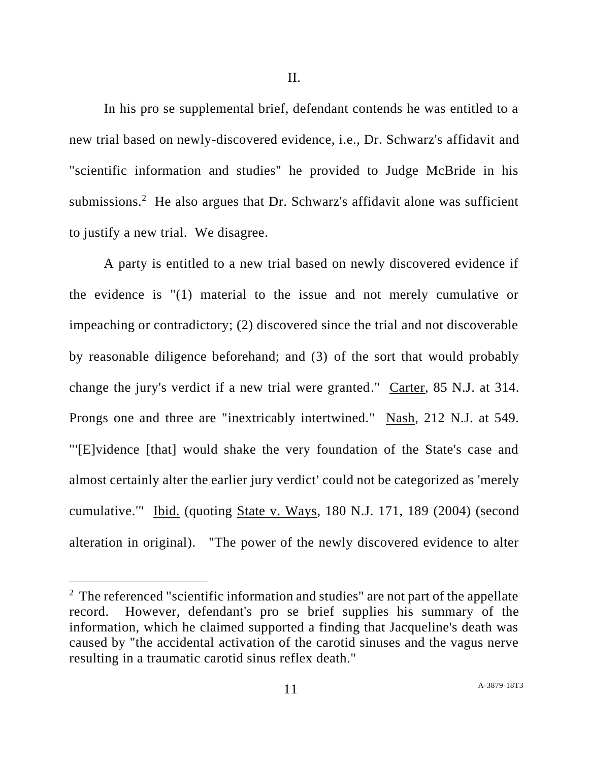II.

In his pro se supplemental brief, defendant contends he was entitled to a new trial based on newly-discovered evidence, i.e., Dr. Schwarz's affidavit and "scientific information and studies" he provided to Judge McBride in his submissions.[2] He also argues that Dr. Schwarz's affidavit alone was sufficient to justify a new trial. We disagree.

A party is entitled to a new trial based on newly discovered evidence if the evidence is "(1) material to the issue and not merely cumulative or impeaching or contradictory; (2) discovered since the trial and not discoverable by reasonable diligence beforehand; and (3) of the sort that would probably change the jury's verdict if a new trial were granted." Carter, 85 N.J. at 314. Prongs one and three are "inextricably intertwined." Nash, 212 N.J. at 549. "'[E]vidence [that] would shake the very foundation of the State's case and almost certainly alter the earlier jury verdict' could not be categorized as 'merely cumulative.'" Ibid. (quoting State v. Ways, 180 N.J. 171, 189 (2004) (second alteration in original). "The power of the newly discovered evidence to alter

[2] The referenced "scientific information and studies" are not part of the appellate record. However, defendant's pro se brief supplies his summary of the information, which he claimed supported a finding that Jacqueline's death was caused by "the accidental activation of the carotid sinuses and the vagus nerve resulting in a traumatic carotid sinus reflex death."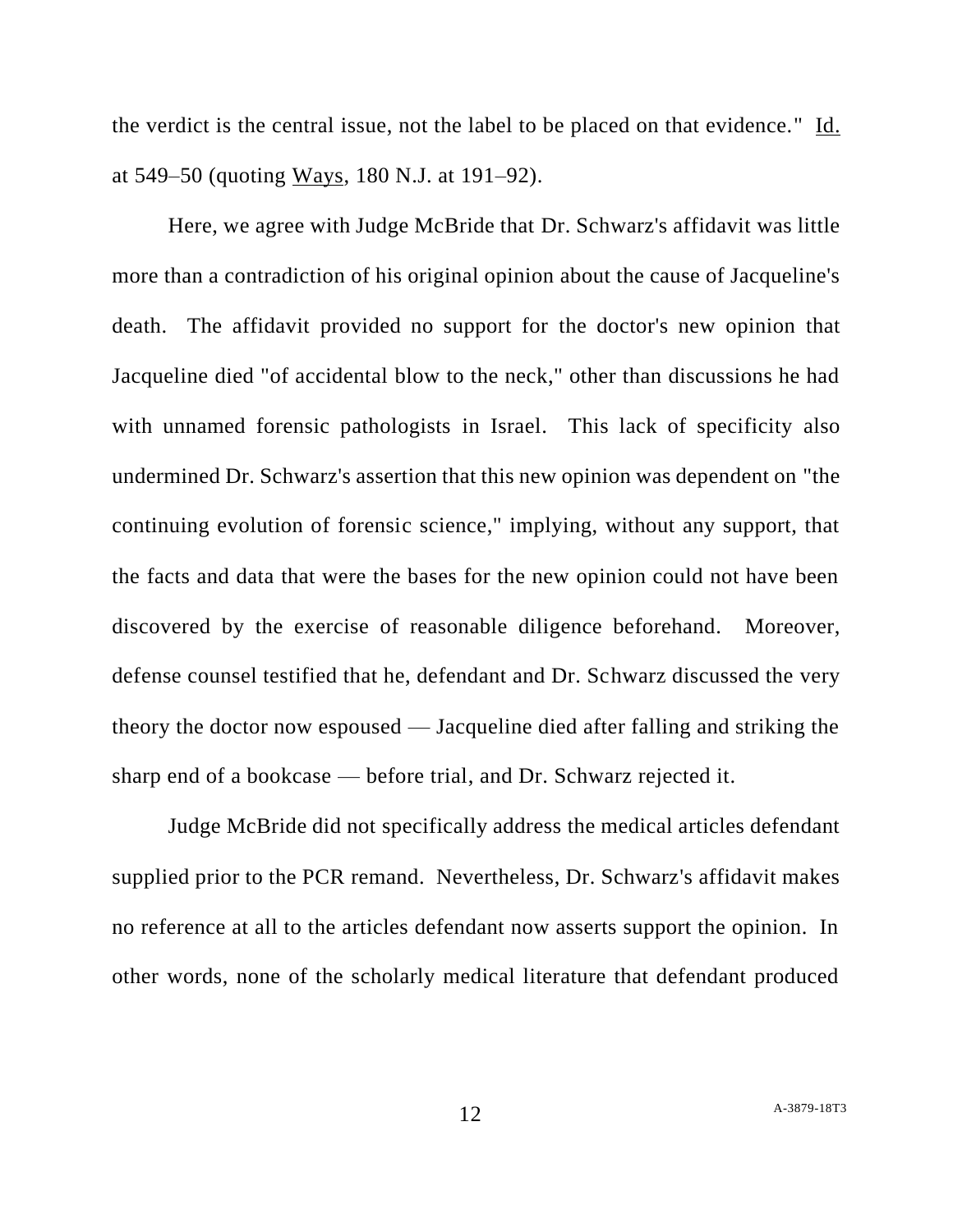the verdict is the central issue, not the label to be placed on that evidence." Id. at 549–50 (quoting Ways, 180 N.J. at 191–92).

Here, we agree with Judge McBride that Dr. Schwarz's affidavit was little more than a contradiction of his original opinion about the cause of Jacqueline's death. The affidavit provided no support for the doctor's new opinion that Jacqueline died "of accidental blow to the neck," other than discussions he had with unnamed forensic pathologists in Israel. This lack of specificity also undermined Dr. Schwarz's assertion that this new opinion was dependent on "the continuing evolution of forensic science," implying, without any support, that the facts and data that were the bases for the new opinion could not have been discovered by the exercise of reasonable diligence beforehand. Moreover, defense counsel testified that he, defendant and Dr. Schwarz discussed the very theory the doctor now espoused — Jacqueline died after falling and striking the sharp end of a bookcase — before trial, and Dr. Schwarz rejected it.

Judge McBride did not specifically address the medical articles defendant supplied prior to the PCR remand. Nevertheless, Dr. Schwarz's affidavit makes no reference at all to the articles defendant now asserts support the opinion. In other words, none of the scholarly medical literature that defendant produced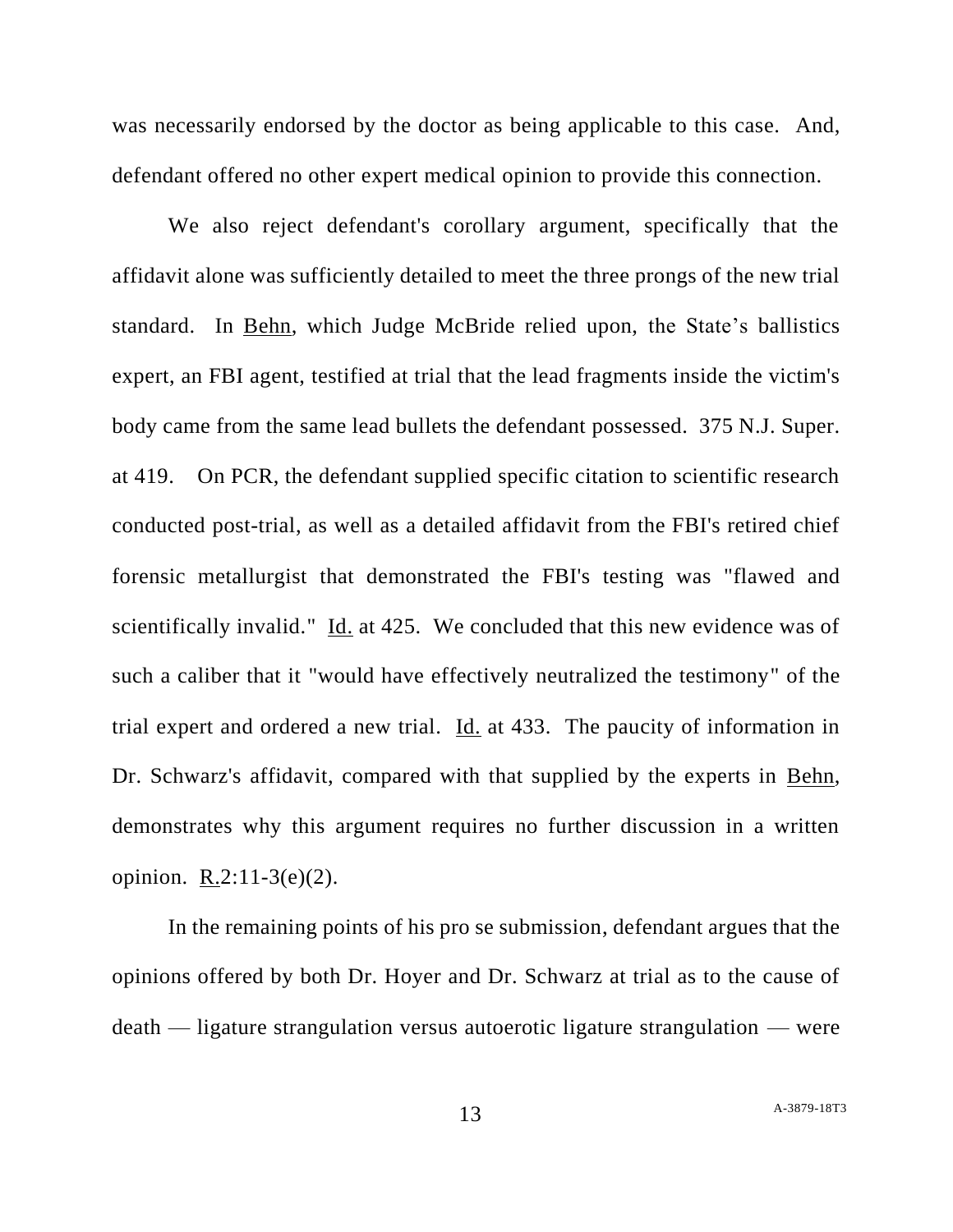was necessarily endorsed by the doctor as being applicable to this case. And, defendant offered no other expert medical opinion to provide this connection.

We also reject defendant's corollary argument, specifically that the affidavit alone was sufficiently detailed to meet the three prongs of the new trial standard. In Behn, which Judge McBride relied upon, the State's ballistics expert, an FBI agent, testified at trial that the lead fragments inside the victim's body came from the same lead bullets the defendant possessed. 375 N.J. Super. at 419. On PCR, the defendant supplied specific citation to scientific research conducted post-trial, as well as a detailed affidavit from the FBI's retired chief forensic metallurgist that demonstrated the FBI's testing was "flawed and scientifically invalid." Id. at 425. We concluded that this new evidence was of such a caliber that it "would have effectively neutralized the testimony" of the trial expert and ordered a new trial. Id. at 433. The paucity of information in Dr. Schwarz's affidavit, compared with that supplied by the experts in Behn, demonstrates why this argument requires no further discussion in a written opinion. R.2:11-3(e)(2).

In the remaining points of his pro se submission, defendant argues that the opinions offered by both Dr. Hoyer and Dr. Schwarz at trial as to the cause of death — ligature strangulation versus autoerotic ligature strangulation — were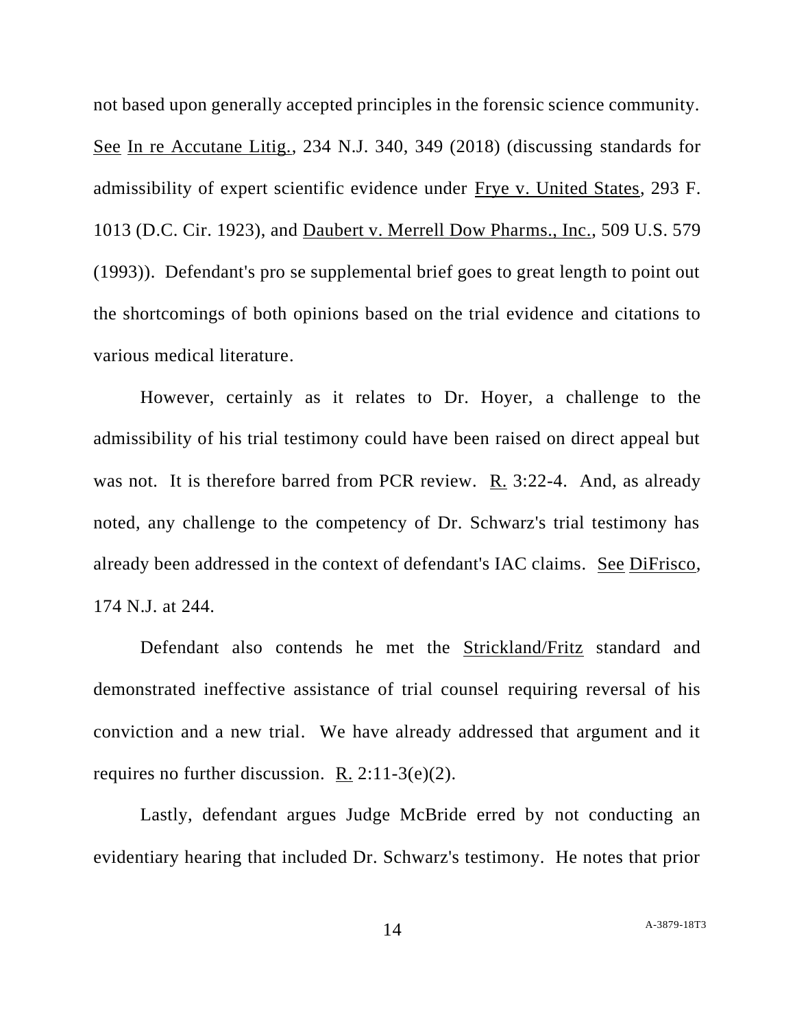not based upon generally accepted principles in the forensic science community. See In re Accutane Litig., 234 N.J. 340, 349 (2018) (discussing standards for admissibility of expert scientific evidence under Frye v. United States, 293 F. 1013 (D.C. Cir. 1923), and Daubert v. Merrell Dow Pharms., Inc., 509 U.S. 579 (1993)). Defendant's pro se supplemental brief goes to great length to point out the shortcomings of both opinions based on the trial evidence and citations to various medical literature.

However, certainly as it relates to Dr. Hoyer, a challenge to the admissibility of his trial testimony could have been raised on direct appeal but was not. It is therefore barred from PCR review. R. 3:22-4. And, as already noted, any challenge to the competency of Dr. Schwarz's trial testimony has already been addressed in the context of defendant's IAC claims. See DiFrisco, 174 N.J. at 244.

Defendant also contends he met the Strickland/Fritz standard and demonstrated ineffective assistance of trial counsel requiring reversal of his conviction and a new trial. We have already addressed that argument and it requires no further discussion. R. 2:11-3(e)(2).

Lastly, defendant argues Judge McBride erred by not conducting an evidentiary hearing that included Dr. Schwarz's testimony. He notes that prior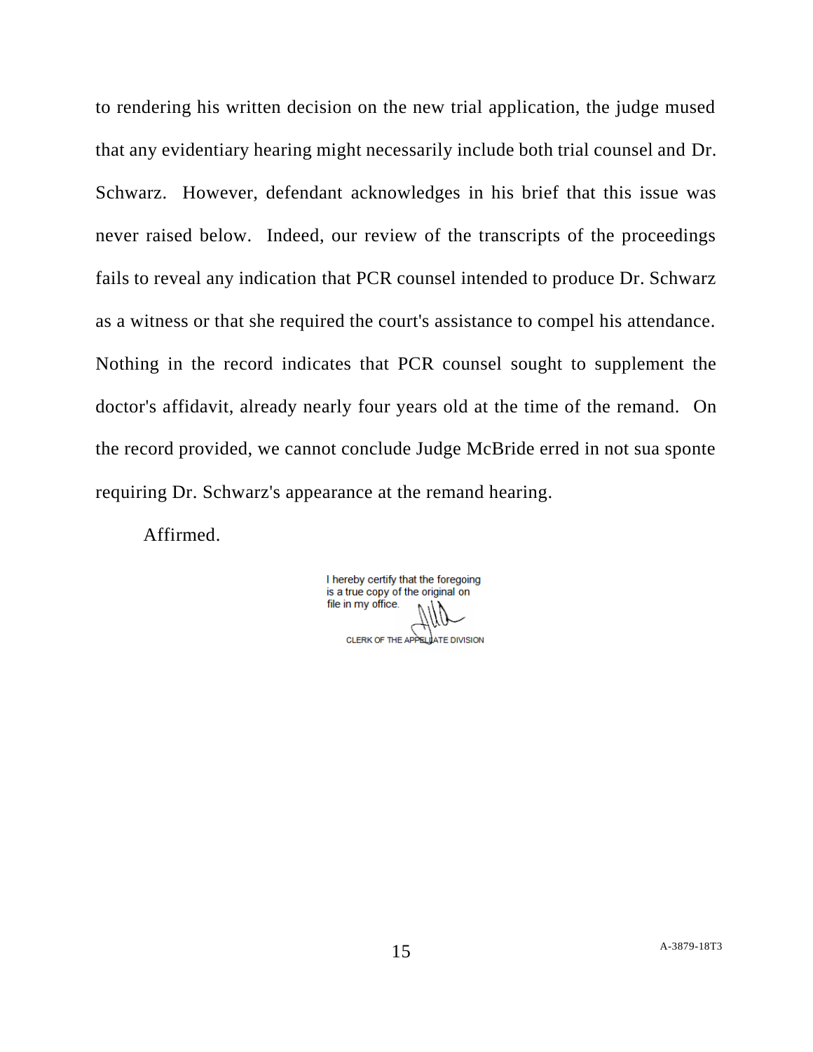to rendering his written decision on the new trial application, the judge mused that any evidentiary hearing might necessarily include both trial counsel and Dr. Schwarz. However, defendant acknowledges in his brief that this issue was never raised below. Indeed, our review of the transcripts of the proceedings fails to reveal any indication that PCR counsel intended to produce Dr. Schwarz as a witness or that she required the court's assistance to compel his attendance. Nothing in the record indicates that PCR counsel sought to supplement the doctor's affidavit, already nearly four years old at the time of the remand. On the record provided, we cannot conclude Judge McBride erred in not sua sponte requiring Dr. Schwarz's appearance at the remand hearing.

Affirmed.

I hereby certify that the foregoing is a true copy of the original on file in my office.

CLERK OF THE APPELLATE DIVISION